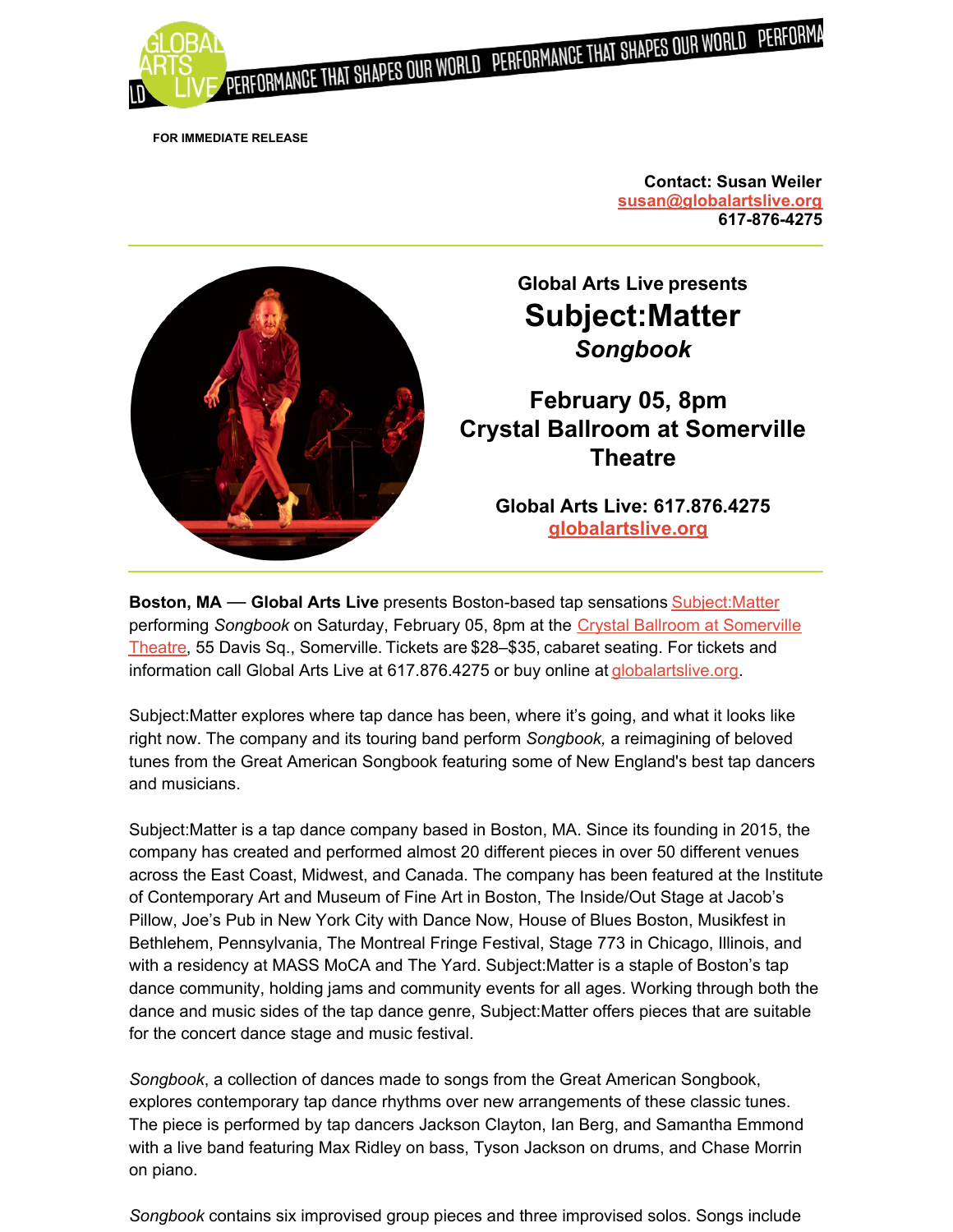**FOR IMMEDIATE RELEASE**

**Contact: Susan Weiler**
**susan@globalartslive.org**
**617-876-4275**

---

### Global Arts Live presents

# Subject:Matter

## *Songbook*

## February 05, 8pm
## Crystal Ballroom at Somerville Theatre

### Global Arts Live: 617.876.4275
### globalartslive.org

---

**Boston, MA** — **Global Arts Live** presents Boston-based tap sensations Subject:Matter performing *Songbook* on Saturday, February 05, 8pm at the Crystal Ballroom at Somerville Theatre, 55 Davis Sq., Somerville. Tickets are $28–$35, cabaret seating. For tickets and information call Global Arts Live at 617.876.4275 or buy online at globalartslive.org.

Subject:Matter explores where tap dance has been, where it's going, and what it looks like right now. The company and its touring band perform *Songbook,* a reimagining of beloved tunes from the Great American Songbook featuring some of New England's best tap dancers and musicians.

Subject:Matter is a tap dance company based in Boston, MA. Since its founding in 2015, the company has created and performed almost 20 different pieces in over 50 different venues across the East Coast, Midwest, and Canada. The company has been featured at the Institute of Contemporary Art and Museum of Fine Art in Boston, The Inside/Out Stage at Jacob's Pillow, Joe's Pub in New York City with Dance Now, House of Blues Boston, Musikfest in Bethlehem, Pennsylvania, The Montreal Fringe Festival, Stage 773 in Chicago, Illinois, and with a residency at MASS MoCA and The Yard. Subject:Matter is a staple of Boston's tap dance community, holding jams and community events for all ages. Working through both the dance and music sides of the tap dance genre, Subject:Matter offers pieces that are suitable for the concert dance stage and music festival.

*Songbook*, a collection of dances made to songs from the Great American Songbook, explores contemporary tap dance rhythms over new arrangements of these classic tunes. The piece is performed by tap dancers Jackson Clayton, Ian Berg, and Samantha Emmond with a live band featuring Max Ridley on bass, Tyson Jackson on drums, and Chase Morrin on piano.

*Songbook* contains six improvised group pieces and three improvised solos. Songs include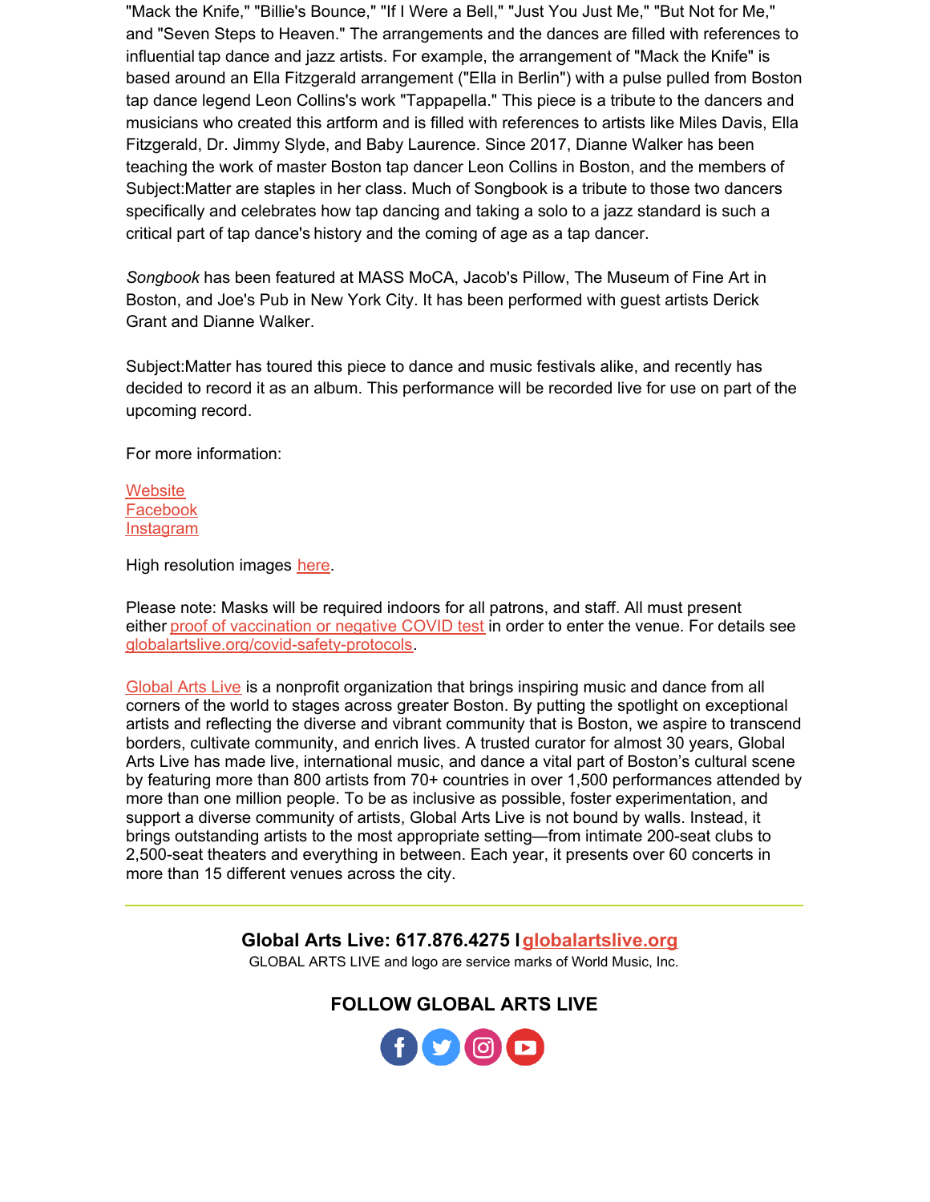"Mack the Knife," "Billie's Bounce," "If I Were a Bell," "Just You Just Me," "But Not for Me," and "Seven Steps to Heaven." The arrangements and the dances are filled with references to influential tap dance and jazz artists. For example, the arrangement of "Mack the Knife" is based around an Ella Fitzgerald arrangement ("Ella in Berlin") with a pulse pulled from Boston tap dance legend Leon Collins's work "Tappapella." This piece is a tribute to the dancers and musicians who created this artform and is filled with references to artists like Miles Davis, Ella Fitzgerald, Dr. Jimmy Slyde, and Baby Laurence. Since 2017, Dianne Walker has been teaching the work of master Boston tap dancer Leon Collins in Boston, and the members of Subject:Matter are staples in her class. Much of Songbook is a tribute to those two dancers specifically and celebrates how tap dancing and taking a solo to a jazz standard is such a critical part of tap dance's history and the coming of age as a tap dancer.

*Songbook* has been featured at MASS MoCA, Jacob's Pillow, The Museum of Fine Art in Boston, and Joe's Pub in New York City. It has been performed with guest artists Derick Grant and Dianne Walker.

Subject:Matter has toured this piece to dance and music festivals alike, and recently has decided to record it as an album. This performance will be recorded live for use on part of the upcoming record.

For more information:

Website
Facebook
Instagram

High resolution images here.

Please note: Masks will be required indoors for all patrons, and staff. All must present either proof of vaccination or negative COVID test in order to enter the venue. For details see globalartslive.org/covid-safety-protocols.

Global Arts Live is a nonprofit organization that brings inspiring music and dance from all corners of the world to stages across greater Boston. By putting the spotlight on exceptional artists and reflecting the diverse and vibrant community that is Boston, we aspire to transcend borders, cultivate community, and enrich lives. A trusted curator for almost 30 years, Global Arts Live has made live, international music, and dance a vital part of Boston's cultural scene by featuring more than 800 artists from 70+ countries in over 1,500 performances attended by more than one million people. To be as inclusive as possible, foster experimentation, and support a diverse community of artists, Global Arts Live is not bound by walls. Instead, it brings outstanding artists to the most appropriate setting—from intimate 200-seat clubs to 2,500-seat theaters and everything in between. Each year, it presents over 60 concerts in more than 15 different venues across the city.

---

**Global Arts Live: 617.876.4275 I globalartslive.org**

GLOBAL ARTS LIVE and logo are service marks of World Music, Inc.

**FOLLOW GLOBAL ARTS LIVE**